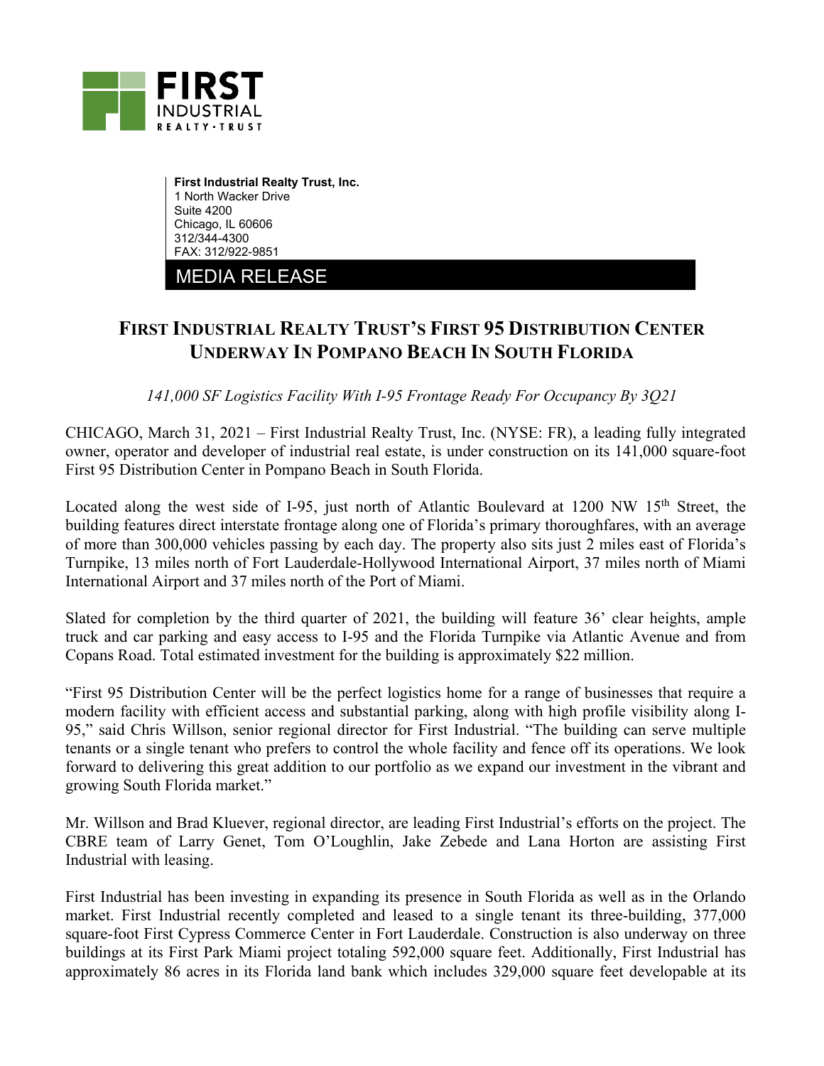**FIRST INDUSTRIAL**
REALTY · TRUST

**First Industrial Realty Trust, Inc.**
1 North Wacker Drive
Suite 4200
Chicago, IL 60606
312/344-4300
FAX: 312/922-9851

MEDIA RELEASE

# FIRST INDUSTRIAL REALTY TRUST'S FIRST 95 DISTRIBUTION CENTER UNDERWAY IN POMPANO BEACH IN SOUTH FLORIDA

*141,000 SF Logistics Facility With I-95 Frontage Ready For Occupancy By 3Q21*

CHICAGO, March 31, 2021 – First Industrial Realty Trust, Inc. (NYSE: FR), a leading fully integrated owner, operator and developer of industrial real estate, is under construction on its 141,000 square-foot First 95 Distribution Center in Pompano Beach in South Florida.

Located along the west side of I-95, just north of Atlantic Boulevard at 1200 NW 15th Street, the building features direct interstate frontage along one of Florida's primary thoroughfares, with an average of more than 300,000 vehicles passing by each day. The property also sits just 2 miles east of Florida's Turnpike, 13 miles north of Fort Lauderdale-Hollywood International Airport, 37 miles north of Miami International Airport and 37 miles north of the Port of Miami.

Slated for completion by the third quarter of 2021, the building will feature 36' clear heights, ample truck and car parking and easy access to I-95 and the Florida Turnpike via Atlantic Avenue and from Copans Road. Total estimated investment for the building is approximately $22 million.

"First 95 Distribution Center will be the perfect logistics home for a range of businesses that require a modern facility with efficient access and substantial parking, along with high profile visibility along I-95," said Chris Willson, senior regional director for First Industrial. "The building can serve multiple tenants or a single tenant who prefers to control the whole facility and fence off its operations. We look forward to delivering this great addition to our portfolio as we expand our investment in the vibrant and growing South Florida market."

Mr. Willson and Brad Kluever, regional director, are leading First Industrial's efforts on the project. The CBRE team of Larry Genet, Tom O'Loughlin, Jake Zebede and Lana Horton are assisting First Industrial with leasing.

First Industrial has been investing in expanding its presence in South Florida as well as in the Orlando market. First Industrial recently completed and leased to a single tenant its three-building, 377,000 square-foot First Cypress Commerce Center in Fort Lauderdale. Construction is also underway on three buildings at its First Park Miami project totaling 592,000 square feet. Additionally, First Industrial has approximately 86 acres in its Florida land bank which includes 329,000 square feet developable at its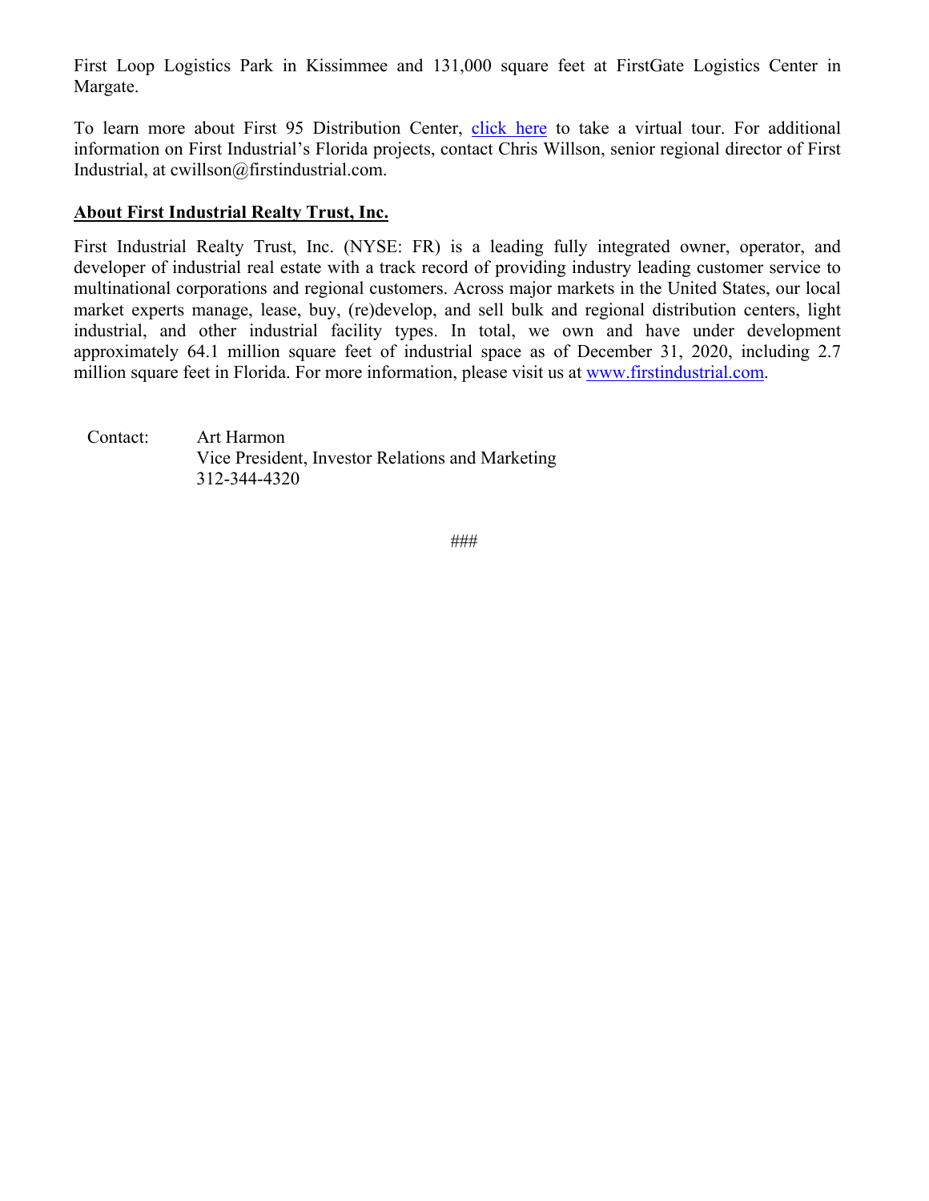First Loop Logistics Park in Kissimmee and 131,000 square feet at FirstGate Logistics Center in Margate.

To learn more about First 95 Distribution Center, click here to take a virtual tour. For additional information on First Industrial's Florida projects, contact Chris Willson, senior regional director of First Industrial, at cwillson@firstindustrial.com.

**About First Industrial Realty Trust, Inc.**

First Industrial Realty Trust, Inc. (NYSE: FR) is a leading fully integrated owner, operator, and developer of industrial real estate with a track record of providing industry leading customer service to multinational corporations and regional customers. Across major markets in the United States, our local market experts manage, lease, buy, (re)develop, and sell bulk and regional distribution centers, light industrial, and other industrial facility types. In total, we own and have under development approximately 64.1 million square feet of industrial space as of December 31, 2020, including 2.7 million square feet in Florida. For more information, please visit us at www.firstindustrial.com.

Contact: Art Harmon
Vice President, Investor Relations and Marketing
312-344-4320

###